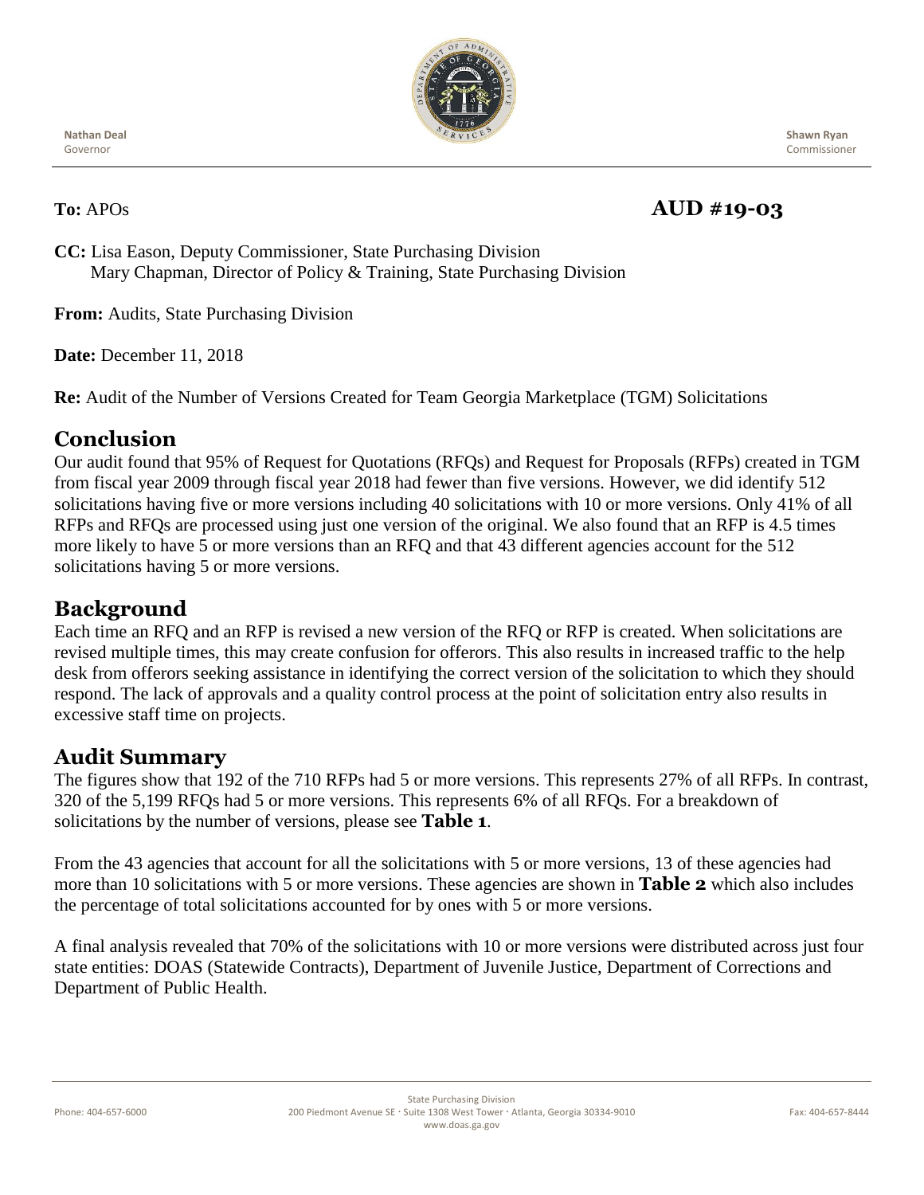Nathan Deal
Governor

Shawn Ryan
Commissioner

**To:** APOs **AUD #19-03**

**CC:** Lisa Eason, Deputy Commissioner, State Purchasing Division
Mary Chapman, Director of Policy & Training, State Purchasing Division

**From:** Audits, State Purchasing Division

**Date:** December 11, 2018

**Re:** Audit of the Number of Versions Created for Team Georgia Marketplace (TGM) Solicitations

## Conclusion

Our audit found that 95% of Request for Quotations (RFQs) and Request for Proposals (RFPs) created in TGM from fiscal year 2009 through fiscal year 2018 had fewer than five versions. However, we did identify 512 solicitations having five or more versions including 40 solicitations with 10 or more versions. Only 41% of all RFPs and RFQs are processed using just one version of the original. We also found that an RFP is 4.5 times more likely to have 5 or more versions than an RFQ and that 43 different agencies account for the 512 solicitations having 5 or more versions.

## Background

Each time an RFQ and an RFP is revised a new version of the RFQ or RFP is created. When solicitations are revised multiple times, this may create confusion for offerors. This also results in increased traffic to the help desk from offerors seeking assistance in identifying the correct version of the solicitation to which they should respond. The lack of approvals and a quality control process at the point of solicitation entry also results in excessive staff time on projects.

## Audit Summary

The figures show that 192 of the 710 RFPs had 5 or more versions. This represents 27% of all RFPs. In contrast, 320 of the 5,199 RFQs had 5 or more versions. This represents 6% of all RFQs. For a breakdown of solicitations by the number of versions, please see **Table 1**.

From the 43 agencies that account for all the solicitations with 5 or more versions, 13 of these agencies had more than 10 solicitations with 5 or more versions. These agencies are shown in **Table 2** which also includes the percentage of total solicitations accounted for by ones with 5 or more versions.

A final analysis revealed that 70% of the solicitations with 10 or more versions were distributed across just four state entities: DOAS (Statewide Contracts), Department of Juvenile Justice, Department of Corrections and Department of Public Health.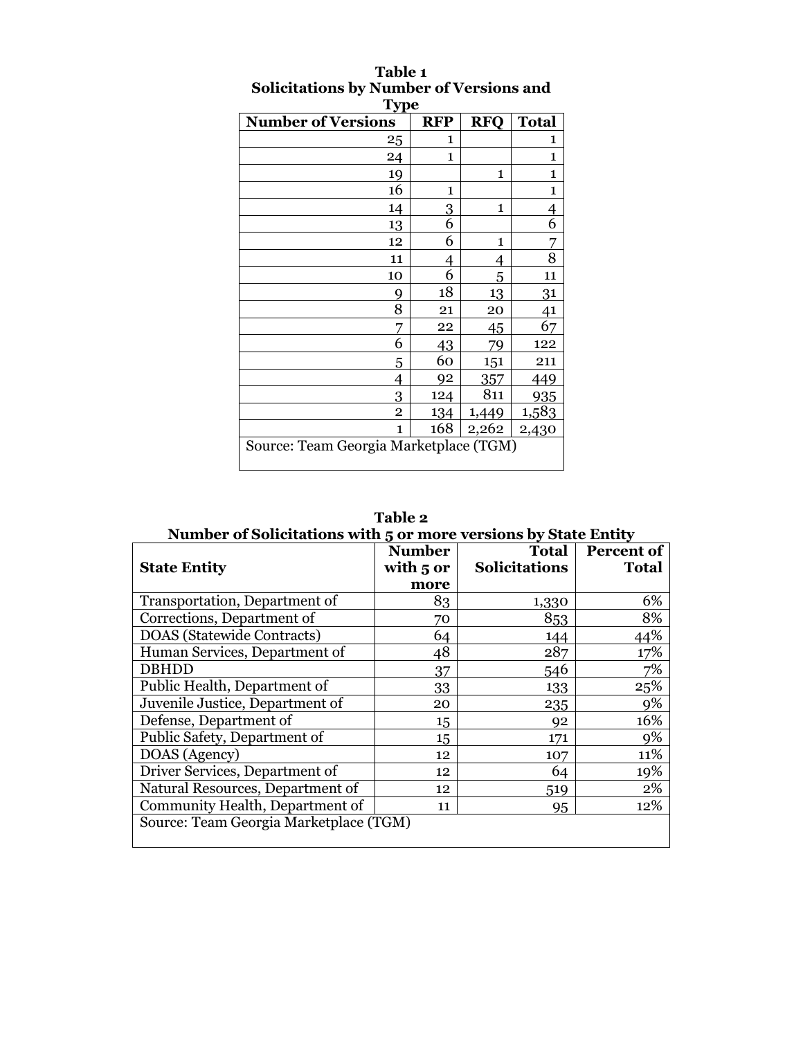**Table 1**
**Solicitations by Number of Versions and Type**

| Number of Versions | RFP | RFQ | Total |
|---|---|---|---|
| 25 | 1 | | 1 |
| 24 | 1 | | 1 |
| 19 | | 1 | 1 |
| 16 | 1 | | 1 |
| 14 | 3 | 1 | 4 |
| 13 | 6 | | 6 |
| 12 | 6 | 1 | 7 |
| 11 | 4 | 4 | 8 |
| 10 | 6 | 5 | 11 |
| 9 | 18 | 13 | 31 |
| 8 | 21 | 20 | 41 |
| 7 | 22 | 45 | 67 |
| 6 | 43 | 79 | 122 |
| 5 | 60 | 151 | 211 |
| 4 | 92 | 357 | 449 |
| 3 | 124 | 811 | 935 |
| 2 | 134 | 1,449 | 1,583 |
| 1 | 168 | 2,262 | 2,430 |

Source: Team Georgia Marketplace (TGM)

**Table 2**
**Number of Solicitations with 5 or more versions by State Entity**

| State Entity | Number with 5 or more | Total Solicitations | Percent of Total |
|---|---|---|---|
| Transportation, Department of | 83 | 1,330 | 6% |
| Corrections, Department of | 70 | 853 | 8% |
| DOAS (Statewide Contracts) | 64 | 144 | 44% |
| Human Services, Department of | 48 | 287 | 17% |
| DBHDD | 37 | 546 | 7% |
| Public Health, Department of | 33 | 133 | 25% |
| Juvenile Justice, Department of | 20 | 235 | 9% |
| Defense, Department of | 15 | 92 | 16% |
| Public Safety, Department of | 15 | 171 | 9% |
| DOAS (Agency) | 12 | 107 | 11% |
| Driver Services, Department of | 12 | 64 | 19% |
| Natural Resources, Department of | 12 | 519 | 2% |
| Community Health, Department of | 11 | 95 | 12% |

Source: Team Georgia Marketplace (TGM)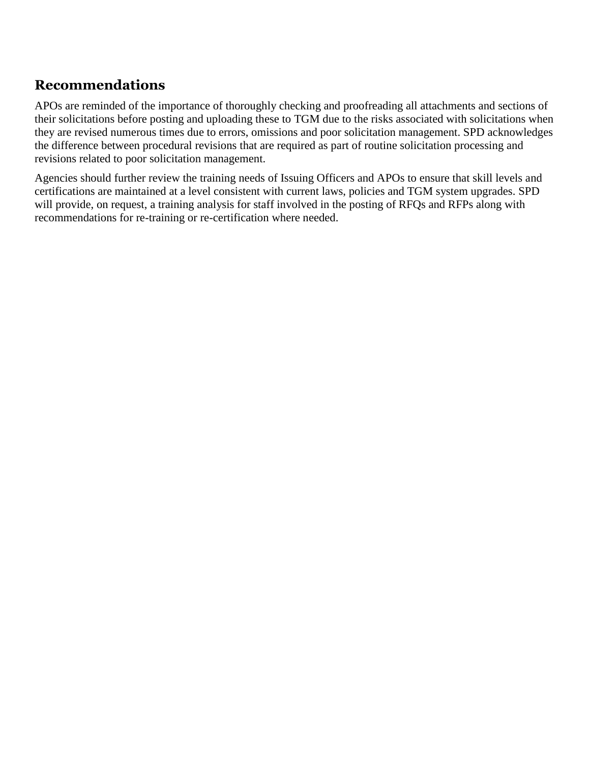## Recommendations

APOs are reminded of the importance of thoroughly checking and proofreading all attachments and sections of their solicitations before posting and uploading these to TGM due to the risks associated with solicitations when they are revised numerous times due to errors, omissions and poor solicitation management. SPD acknowledges the difference between procedural revisions that are required as part of routine solicitation processing and revisions related to poor solicitation management.

Agencies should further review the training needs of Issuing Officers and APOs to ensure that skill levels and certifications are maintained at a level consistent with current laws, policies and TGM system upgrades. SPD will provide, on request, a training analysis for staff involved in the posting of RFQs and RFPs along with recommendations for re-training or re-certification where needed.